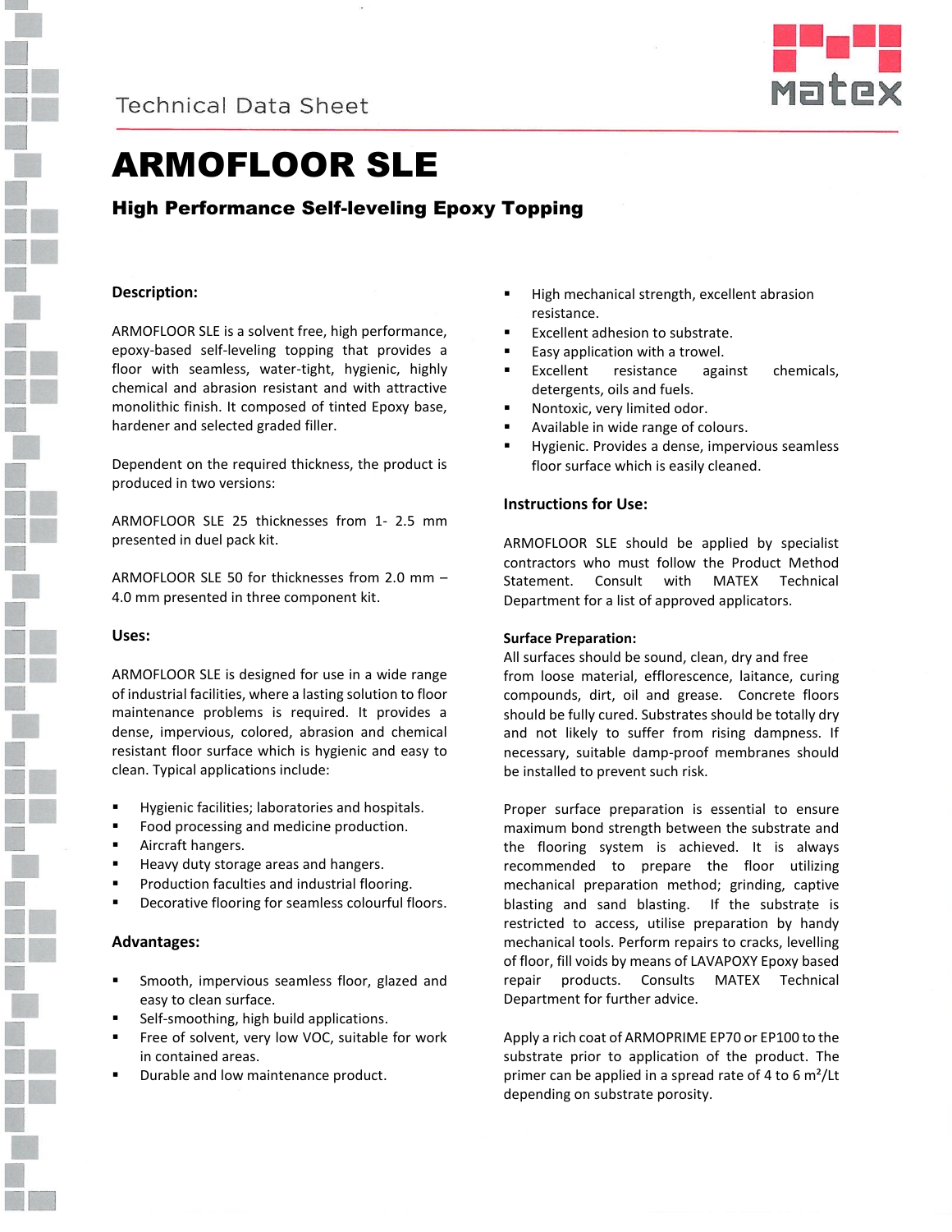Technical Data Sheet

# ARMOFLOOR SLE

## High Performance Self-leveling Epoxy Topping

### Description:

ARMOFLOOR SLE is a solvent free, high performance, epoxy-based self-leveling topping that provides a floor with seamless, water-tight, hygienic, highly chemical and abrasion resistant and with attractive monolithic finish. It composed of tinted Epoxy base, hardener and selected graded filler.

Dependent on the required thickness, the product is produced in two versions:

ARMOFLOOR SLE 25 thicknesses from 1- 2.5 mm presented in duel pack kit.

ARMOFLOOR SLE 50 for thicknesses from 2.0 mm – 4.0 mm presented in three component kit.

### Uses:

ARMOFLOOR SLE is designed for use in a wide range of industrial facilities, where a lasting solution to floor maintenance problems is required. It provides a dense, impervious, colored, abrasion and chemical resistant floor surface which is hygienic and easy to clean. Typical applications include:

- Hygienic facilities; laboratories and hospitals.
- Food processing and medicine production.
- Aircraft hangers.
- Heavy duty storage areas and hangers.
- Production faculties and industrial flooring.
- Decorative flooring for seamless colourful floors.

### Advantages:

- Smooth, impervious seamless floor, glazed and easy to clean surface.
- Self-smoothing, high build applications.
- Free of solvent, very low VOC, suitable for work in contained areas.
- Durable and low maintenance product.
- High mechanical strength, excellent abrasion resistance.
- Excellent adhesion to substrate.
- Easy application with a trowel.
- Excellent resistance against chemicals, detergents, oils and fuels.
- Nontoxic, very limited odor.
- Available in wide range of colours.
- Hygienic. Provides a dense, impervious seamless floor surface which is easily cleaned.

### Instructions for Use:

ARMOFLOOR SLE should be applied by specialist contractors who must follow the Product Method Statement. Consult with MATEX Technical Department for a list of approved applicators.

**Surface Preparation:**

All surfaces should be sound, clean, dry and free from loose material, efflorescence, laitance, curing compounds, dirt, oil and grease. Concrete floors should be fully cured. Substrates should be totally dry and not likely to suffer from rising dampness. If necessary, suitable damp-proof membranes should be installed to prevent such risk.

Proper surface preparation is essential to ensure maximum bond strength between the substrate and the flooring system is achieved. It is always recommended to prepare the floor utilizing mechanical preparation method; grinding, captive blasting and sand blasting. If the substrate is restricted to access, utilise preparation by handy mechanical tools. Perform repairs to cracks, levelling of floor, fill voids by means of LAVAPOXY Epoxy based repair products. Consults MATEX Technical Department for further advice.

Apply a rich coat of ARMOPRIME EP70 or EP100 to the substrate prior to application of the product. The primer can be applied in a spread rate of 4 to 6 $m^2$/Lt depending on substrate porosity.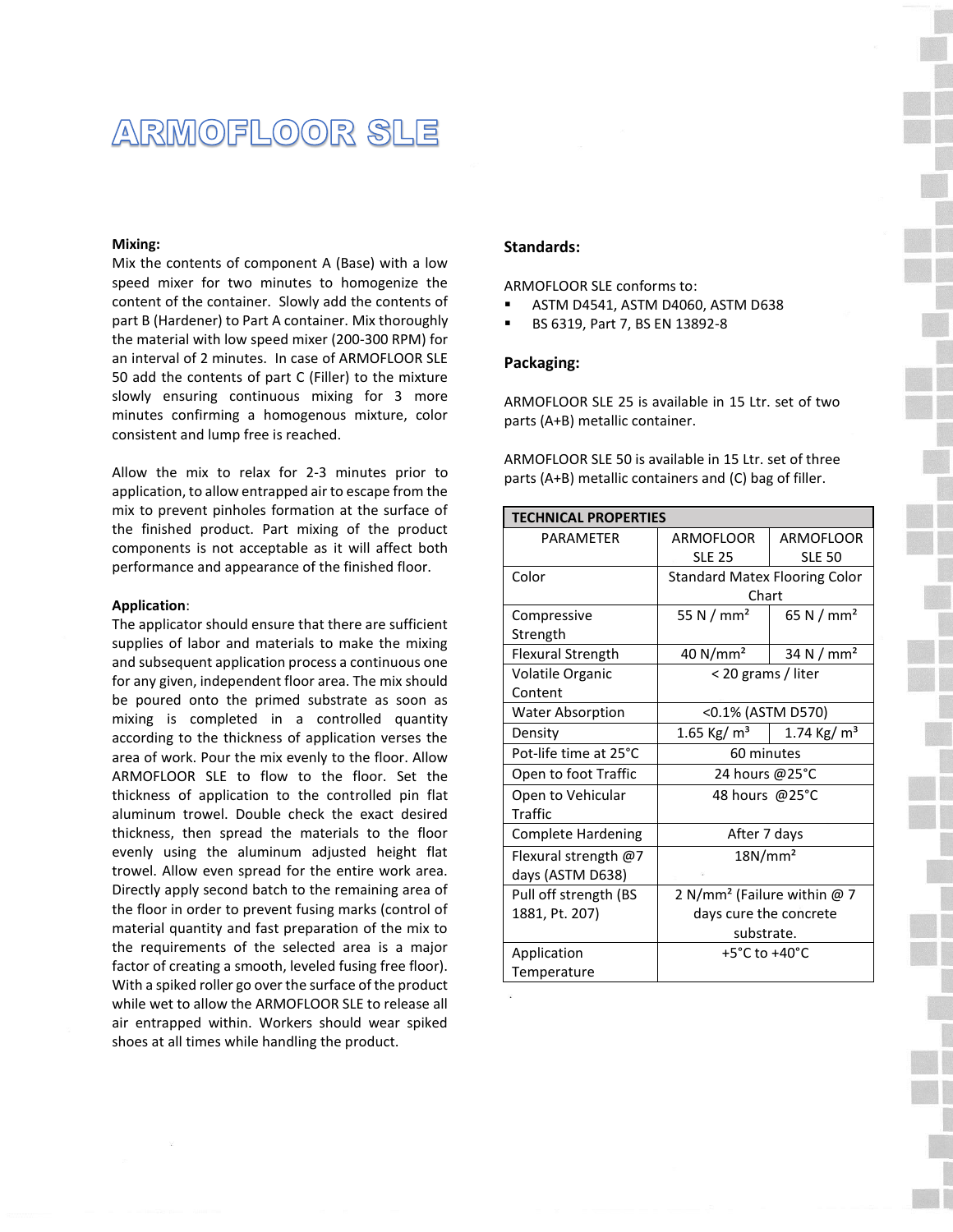# ARMOFLOOR SLE

**Mixing:**
Mix the contents of component A (Base) with a low speed mixer for two minutes to homogenize the content of the container. Slowly add the contents of part B (Hardener) to Part A container. Mix thoroughly the material with low speed mixer (200-300 RPM) for an interval of 2 minutes. In case of ARMOFLOOR SLE 50 add the contents of part C (Filler) to the mixture slowly ensuring continuous mixing for 3 more minutes confirming a homogenous mixture, color consistent and lump free is reached.

Allow the mix to relax for 2-3 minutes prior to application, to allow entrapped air to escape from the mix to prevent pinholes formation at the surface of the finished product. Part mixing of the product components is not acceptable as it will affect both performance and appearance of the finished floor.

**Application**:
The applicator should ensure that there are sufficient supplies of labor and materials to make the mixing and subsequent application process a continuous one for any given, independent floor area. The mix should be poured onto the primed substrate as soon as mixing is completed in a controlled quantity according to the thickness of application verses the area of work. Pour the mix evenly to the floor. Allow ARMOFLOOR SLE to flow to the floor. Set the thickness of application to the controlled pin flat aluminum trowel. Double check the exact desired thickness, then spread the materials to the floor evenly using the aluminum adjusted height flat trowel. Allow even spread for the entire work area. Directly apply second batch to the remaining area of the floor in order to prevent fusing marks (control of material quantity and fast preparation of the mix to the requirements of the selected area is a major factor of creating a smooth, leveled fusing free floor). With a spiked roller go over the surface of the product while wet to allow the ARMOFLOOR SLE to release all air entrapped within. Workers should wear spiked shoes at all times while handling the product.

**Standards:**

ARMOFLOOR SLE conforms to:

- ASTM D4541, ASTM D4060, ASTM D638
- BS 6319, Part 7, BS EN 13892-8

**Packaging:**

ARMOFLOOR SLE 25 is available in 15 Ltr. set of two parts (A+B) metallic container.

ARMOFLOOR SLE 50 is available in 15 Ltr. set of three parts (A+B) metallic containers and (C) bag of filler.

| TECHNICAL PROPERTIES | | |
|---|---|---|
| PARAMETER | ARMOFLOOR SLE 25 | ARMOFLOOR SLE 50 |
| Color | Standard Matex Flooring Color Chart | |
| Compressive Strength | 55 N / mm² | 65 N / mm² |
| Flexural Strength | 40 N/mm² | 34 N / mm² |
| Volatile Organic Content | < 20 grams / liter | |
| Water Absorption | <0.1% (ASTM D570) | |
| Density | 1.65 Kg/ m³ | 1.74 Kg/ m³ |
| Pot-life time at 25°C | 60 minutes | |
| Open to foot Traffic | 24 hours @25°C | |
| Open to Vehicular Traffic | 48 hours @25°C | |
| Complete Hardening | After 7 days | |
| Flexural strength @7 days (ASTM D638) | 18N/mm² | |
| Pull off strength (BS 1881, Pt. 207) | 2 N/mm² (Failure within @ 7 days cure the concrete substrate. | |
| Application Temperature | +5°C to +40°C | |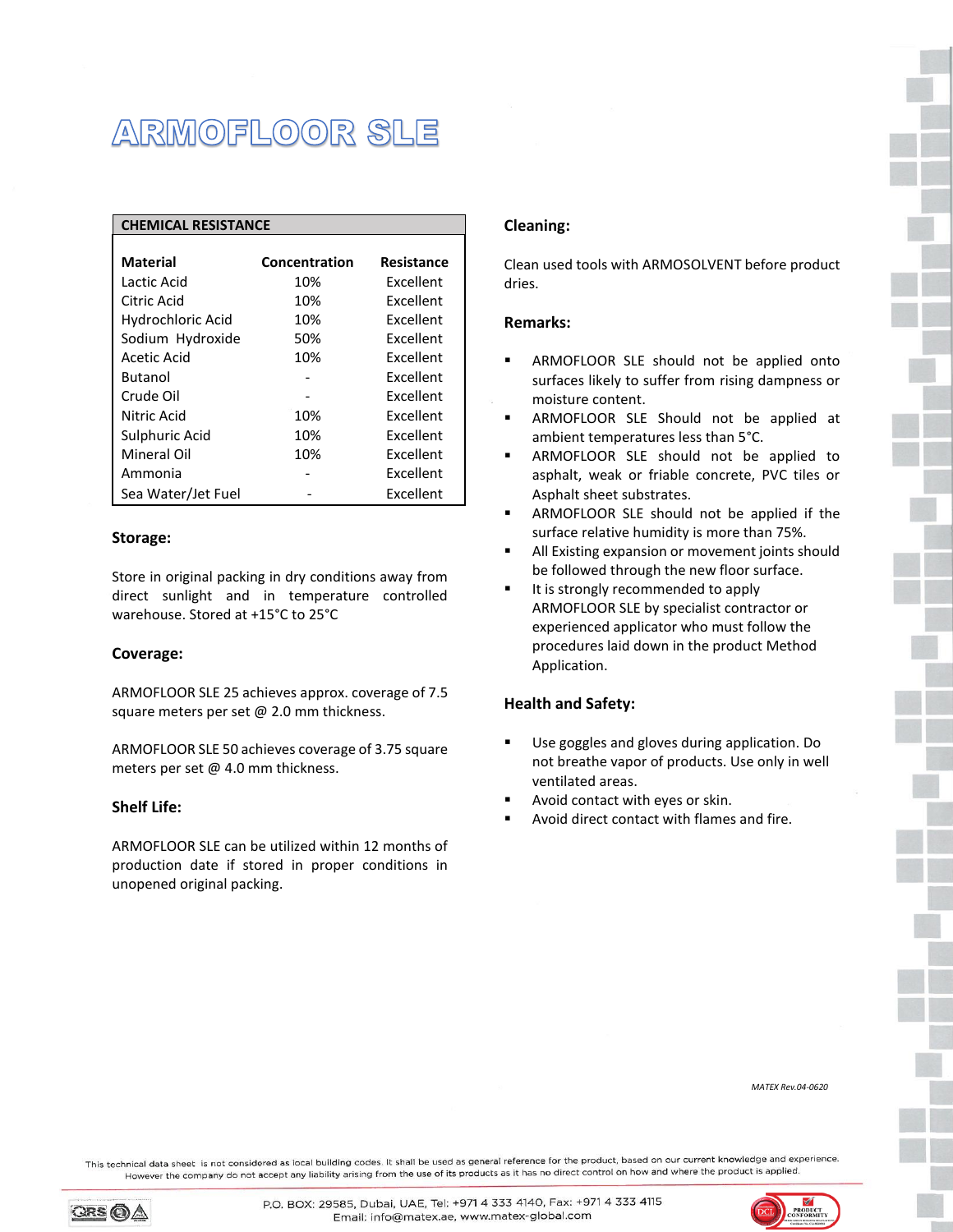# ARMOFLOOR SLE

| CHEMICAL RESISTANCE | | |
|---|---|---|
| **Material** | **Concentration** | **Resistance** |
| Lactic Acid | 10% | Excellent |
| Citric Acid | 10% | Excellent |
| Hydrochloric Acid | 10% | Excellent |
| Sodium Hydroxide | 50% | Excellent |
| Acetic Acid | 10% | Excellent |
| Butanol | - | Excellent |
| Crude Oil | - | Excellent |
| Nitric Acid | 10% | Excellent |
| Sulphuric Acid | 10% | Excellent |
| Mineral Oil | 10% | Excellent |
| Ammonia | - | Excellent |
| Sea Water/Jet Fuel | - | Excellent |

## Storage:

Store in original packing in dry conditions away from direct sunlight and in temperature controlled warehouse. Stored at +15°C to 25°C

## Coverage:

ARMOFLOOR SLE 25 achieves approx. coverage of 7.5 square meters per set @ 2.0 mm thickness.

ARMOFLOOR SLE 50 achieves coverage of 3.75 square meters per set @ 4.0 mm thickness.

## Shelf Life:

ARMOFLOOR SLE can be utilized within 12 months of production date if stored in proper conditions in unopened original packing.

## Cleaning:

Clean used tools with ARMOSOLVENT before product dries.

## Remarks:

- ARMOFLOOR SLE should not be applied onto surfaces likely to suffer from rising dampness or moisture content.
- ARMOFLOOR SLE Should not be applied at ambient temperatures less than 5°C.
- ARMOFLOOR SLE should not be applied to asphalt, weak or friable concrete, PVC tiles or Asphalt sheet substrates.
- ARMOFLOOR SLE should not be applied if the surface relative humidity is more than 75%.
- All Existing expansion or movement joints should be followed through the new floor surface.
- It is strongly recommended to apply ARMOFLOOR SLE by specialist contractor or experienced applicator who must follow the procedures laid down in the product Method Application.

## Health and Safety:

- Use goggles and gloves during application. Do not breathe vapor of products. Use only in well ventilated areas.
- Avoid contact with eyes or skin.
- Avoid direct contact with flames and fire.

*MATEX Rev.04-0620*

This technical data sheet is not considered as local building codes. It shall be used as general reference for the product, based on our current knowledge and experience. However the company do not accept any liability arising from the use of its products as it has no direct control on how and where the product is applied.

P.O. BOX: 29585, Dubai, UAE, Tel: +971 4 333 4140, Fax: +971 4 333 4115
Email: info@matex.ae, www.matex-global.com